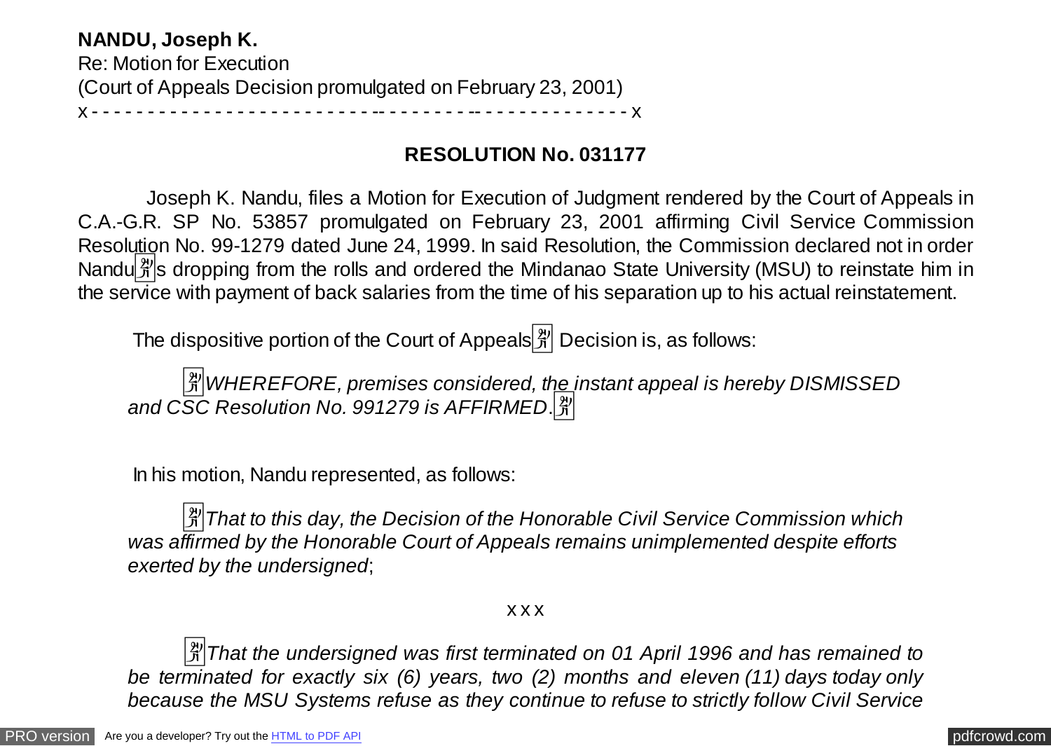**NANDU, Joseph K.**
Re: Motion for Execution
(Court of Appeals Decision promulgated on February 23, 2001)
x - - - - - - - - - - - - - - - - - - - - - - - - - - - - - - - - - - - - - - - - - - - - - - - x

**RESOLUTION No. 031177**

Joseph K. Nandu, files a Motion for Execution of Judgment rendered by the Court of Appeals in C.A.-G.R. SP No. 53857 promulgated on February 23, 2001 affirming Civil Service Commission Resolution No. 99-1279 dated June 24, 1999. In said Resolution, the Commission declared not in order Nandu's dropping from the rolls and ordered the Mindanao State University (MSU) to reinstate him in the service with payment of back salaries from the time of his separation up to his actual reinstatement.

The dispositive portion of the Court of Appeals' Decision is, as follows:

"*WHEREFORE, premises considered, the instant appeal is hereby DISMISSED and CSC Resolution No. 991279 is AFFIRMED*."

In his motion, Nandu represented, as follows:

"*That to this day, the Decision of the Honorable Civil Service Commission which was affirmed by the Honorable Court of Appeals remains unimplemented despite efforts exerted by the undersigned*;

x x x

"*That the undersigned was first terminated on 01 April 1996 and has remained to be terminated for exactly six (6) years, two (2) months and eleven (11) days today only because the MSU Systems refuse as they continue to refuse to strictly follow Civil Service*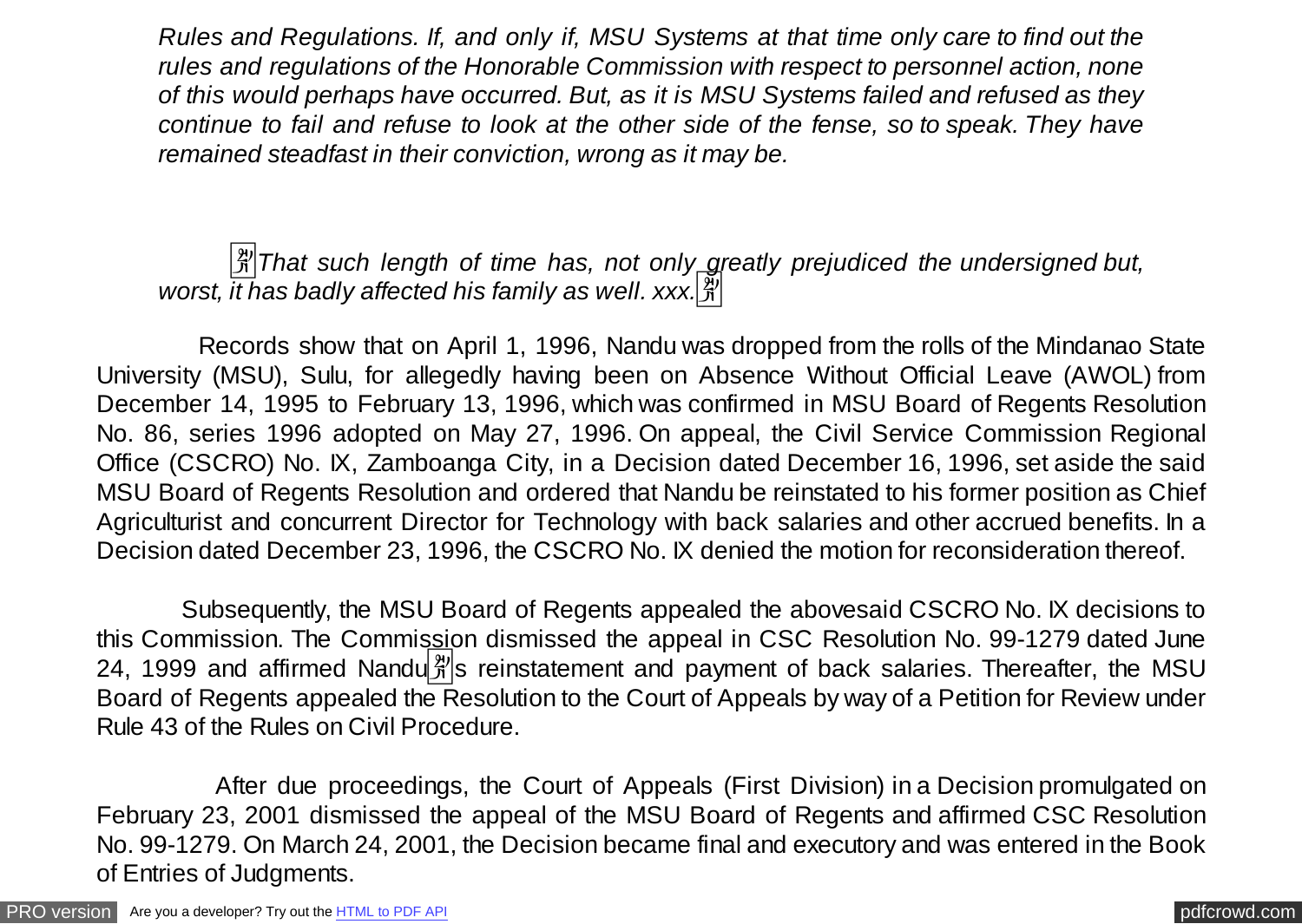*Rules and Regulations. If, and only if, MSU Systems at that time only care to find out the rules and regulations of the Honorable Commission with respect to personnel action, none of this would perhaps have occurred. But, as it is MSU Systems failed and refused as they continue to fail and refuse to look at the other side of the fense, so to speak. They have remained steadfast in their conviction, wrong as it may be.*

*That such length of time has, not only greatly prejudiced the undersigned but, worst, it has badly affected his family as well. xxx.*

Records show that on April 1, 1996, Nandu was dropped from the rolls of the Mindanao State University (MSU), Sulu, for allegedly having been on Absence Without Official Leave (AWOL) from December 14, 1995 to February 13, 1996, which was confirmed in MSU Board of Regents Resolution No. 86, series 1996 adopted on May 27, 1996. On appeal, the Civil Service Commission Regional Office (CSCRO) No. IX, Zamboanga City, in a Decision dated December 16, 1996, set aside the said MSU Board of Regents Resolution and ordered that Nandu be reinstated to his former position as Chief Agriculturist and concurrent Director for Technology with back salaries and other accrued benefits. In a Decision dated December 23, 1996, the CSCRO No. IX denied the motion for reconsideration thereof.

Subsequently, the MSU Board of Regents appealed the abovesaid CSCRO No. IX decisions to this Commission. The Commission dismissed the appeal in CSC Resolution No. 99-1279 dated June 24, 1999 and affirmed Nandu's reinstatement and payment of back salaries. Thereafter, the MSU Board of Regents appealed the Resolution to the Court of Appeals by way of a Petition for Review under Rule 43 of the Rules on Civil Procedure.

After due proceedings, the Court of Appeals (First Division) in a Decision promulgated on February 23, 2001 dismissed the appeal of the MSU Board of Regents and affirmed CSC Resolution No. 99-1279. On March 24, 2001, the Decision became final and executory and was entered in the Book of Entries of Judgments.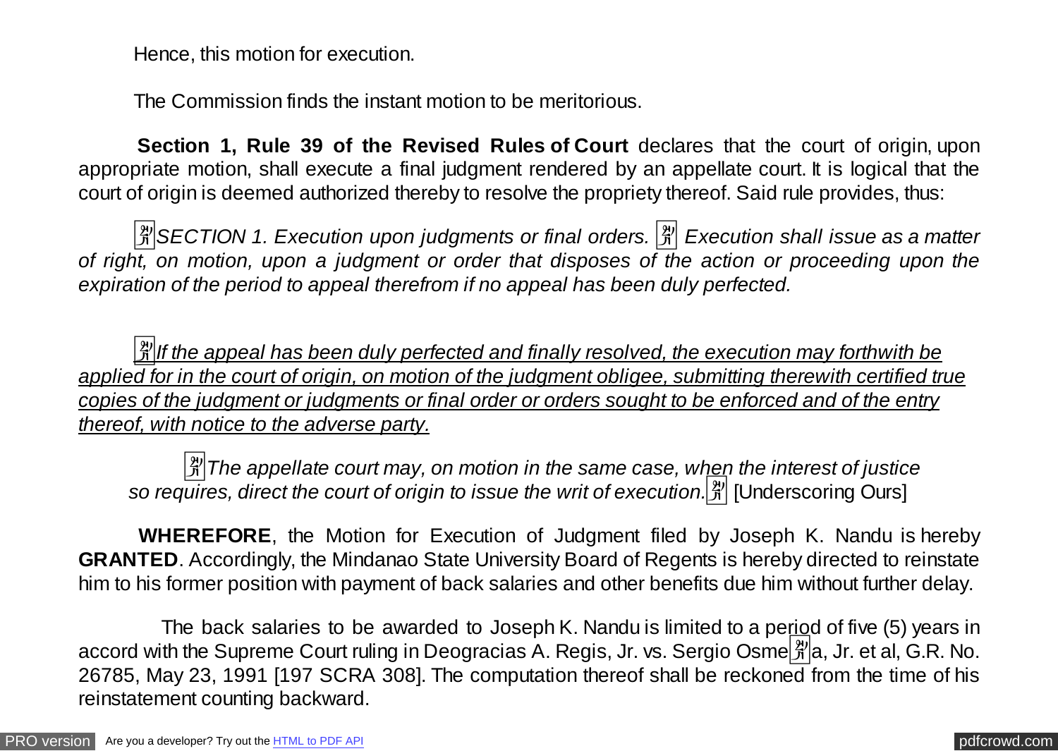Hence, this motion for execution.

The Commission finds the instant motion to be meritorious.

**Section 1, Rule 39 of the Revised Rules of Court** declares that the court of origin, upon appropriate motion, shall execute a final judgment rendered by an appellate court. It is logical that the court of origin is deemed authorized thereby to resolve the propriety thereof. Said rule provides, thus:

*SECTION 1. Execution upon judgments or final orders. Execution shall issue as a matter of right, on motion, upon a judgment or order that disposes of the action or proceeding upon the expiration of the period to appeal therefrom if no appeal has been duly perfected.*

*<u>If the appeal has been duly perfected and finally resolved, the execution may forthwith be applied for in the court of origin, on motion of the judgment obligee, submitting therewith certified true copies of the judgment or judgments or final order or orders sought to be enforced and of the entry thereof, with notice to the adverse party.</u>*

*The appellate court may, on motion in the same case, when the interest of justice so requires, direct the court of origin to issue the writ of execution.* [Underscoring Ours]

**WHEREFORE**, the Motion for Execution of Judgment filed by Joseph K. Nandu is hereby **GRANTED**. Accordingly, the Mindanao State University Board of Regents is hereby directed to reinstate him to his former position with payment of back salaries and other benefits due him without further delay.

The back salaries to be awarded to Joseph K. Nandu is limited to a period of five (5) years in accord with the Supreme Court ruling in Deogracias A. Regis, Jr. vs. Sergio Osmeña, Jr. et al, G.R. No. 26785, May 23, 1991 [197 SCRA 308]. The computation thereof shall be reckoned from the time of his reinstatement counting backward.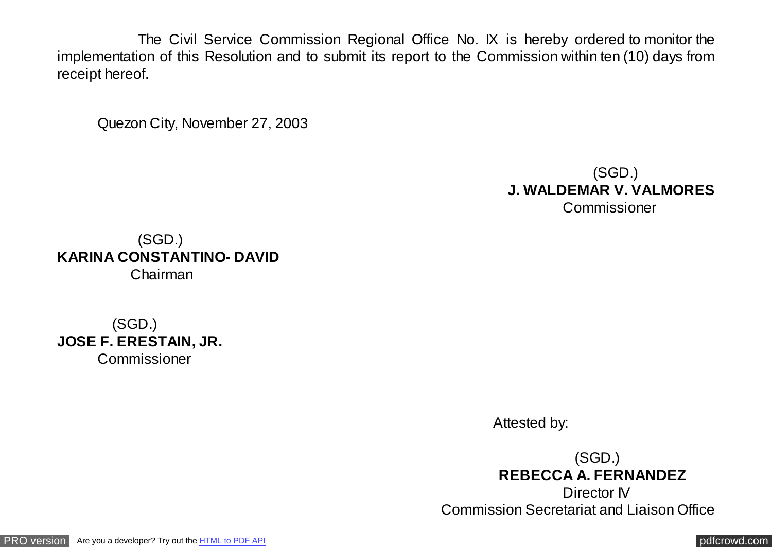The Civil Service Commission Regional Office No. IX is hereby ordered to monitor the implementation of this Resolution and to submit its report to the Commission within ten (10) days from receipt hereof.

Quezon City, November 27, 2003

(SGD.)
**J. WALDEMAR V. VALMORES**
Commissioner

(SGD.)
**KARINA CONSTANTINO- DAVID**
Chairman

(SGD.)
**JOSE F. ERESTAIN, JR.**
Commissioner

Attested by:

(SGD.)
**REBECCA A. FERNANDEZ**
Director IV
Commission Secretariat and Liaison Office